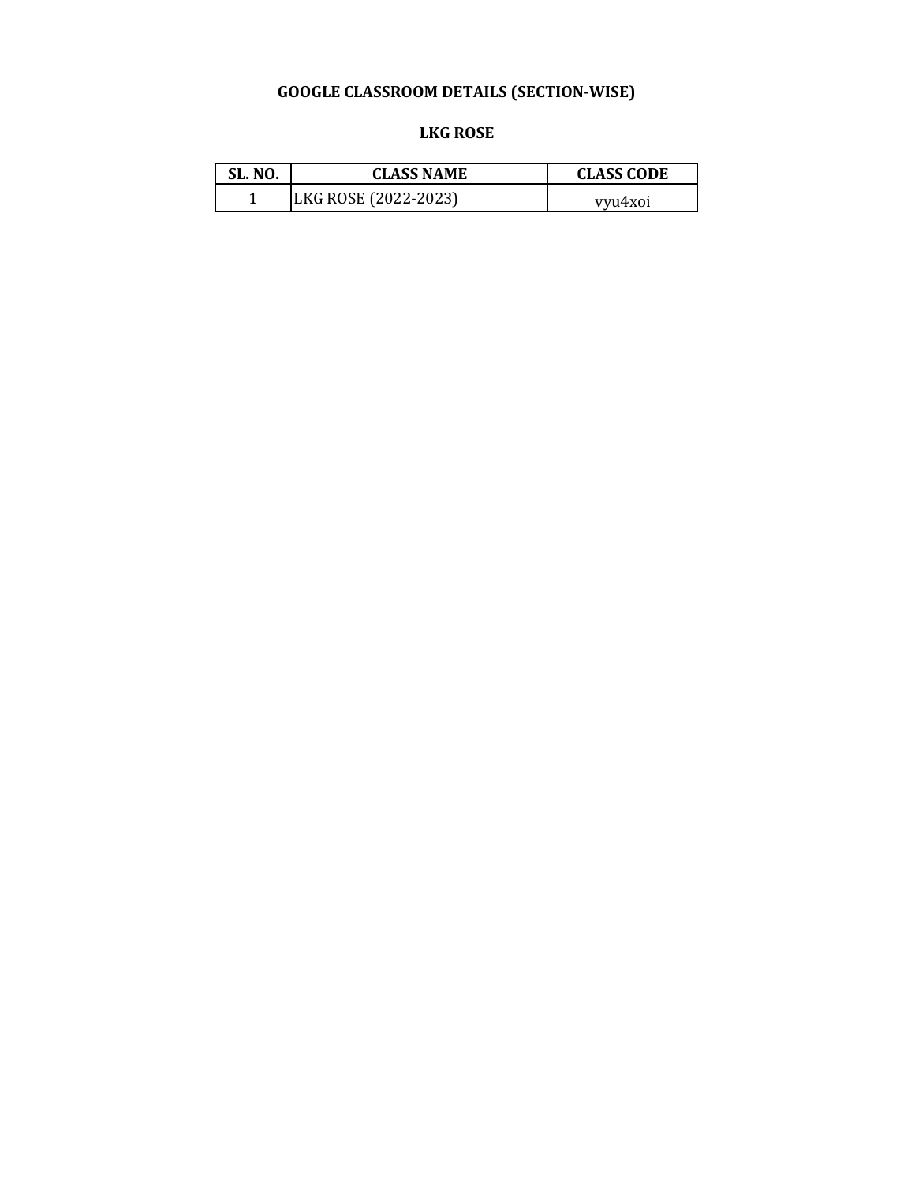# GOOGLE CLASSROOM DETAILS (SECTION-WISE)

## LKG ROSE

| SL. NO. | CLASS NAME | CLASS CODE |
|---|---|---|
| 1 | LKG ROSE (2022-2023) | vyu4xoi |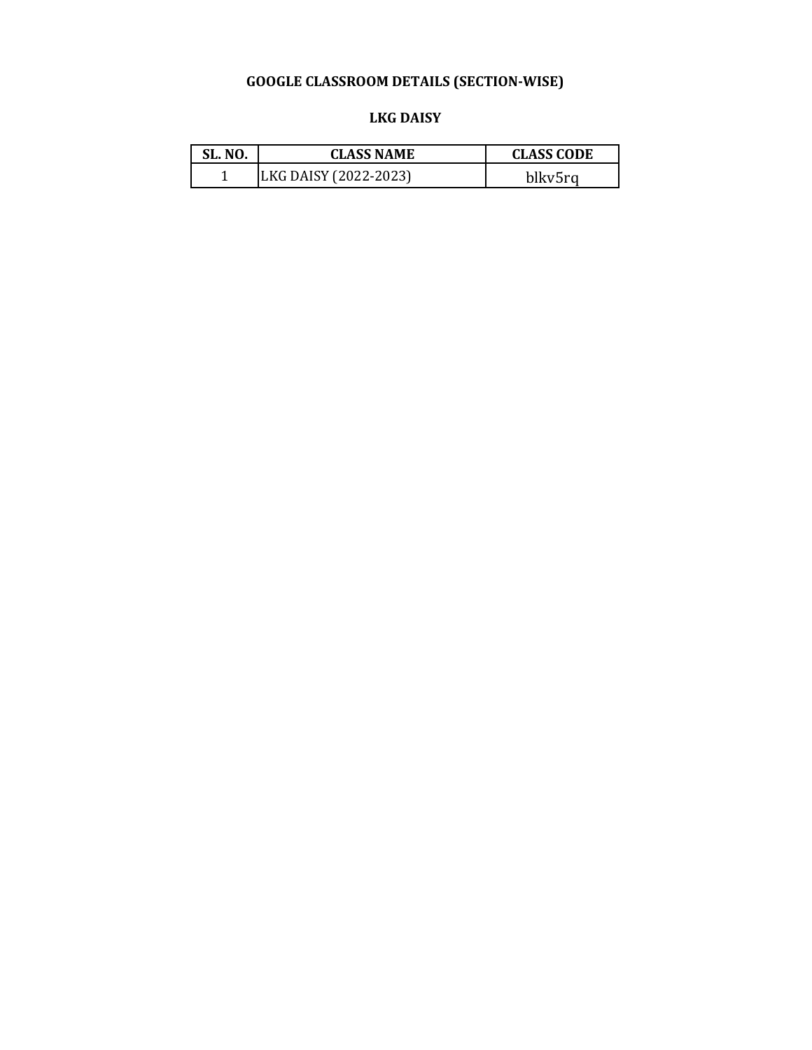# GOOGLE CLASSROOM DETAILS (SECTION-WISE)

## LKG DAISY

| SL. NO. | CLASS NAME | CLASS CODE |
|---|---|---|
| 1 | LKG DAISY (2022-2023) | blkv5rq |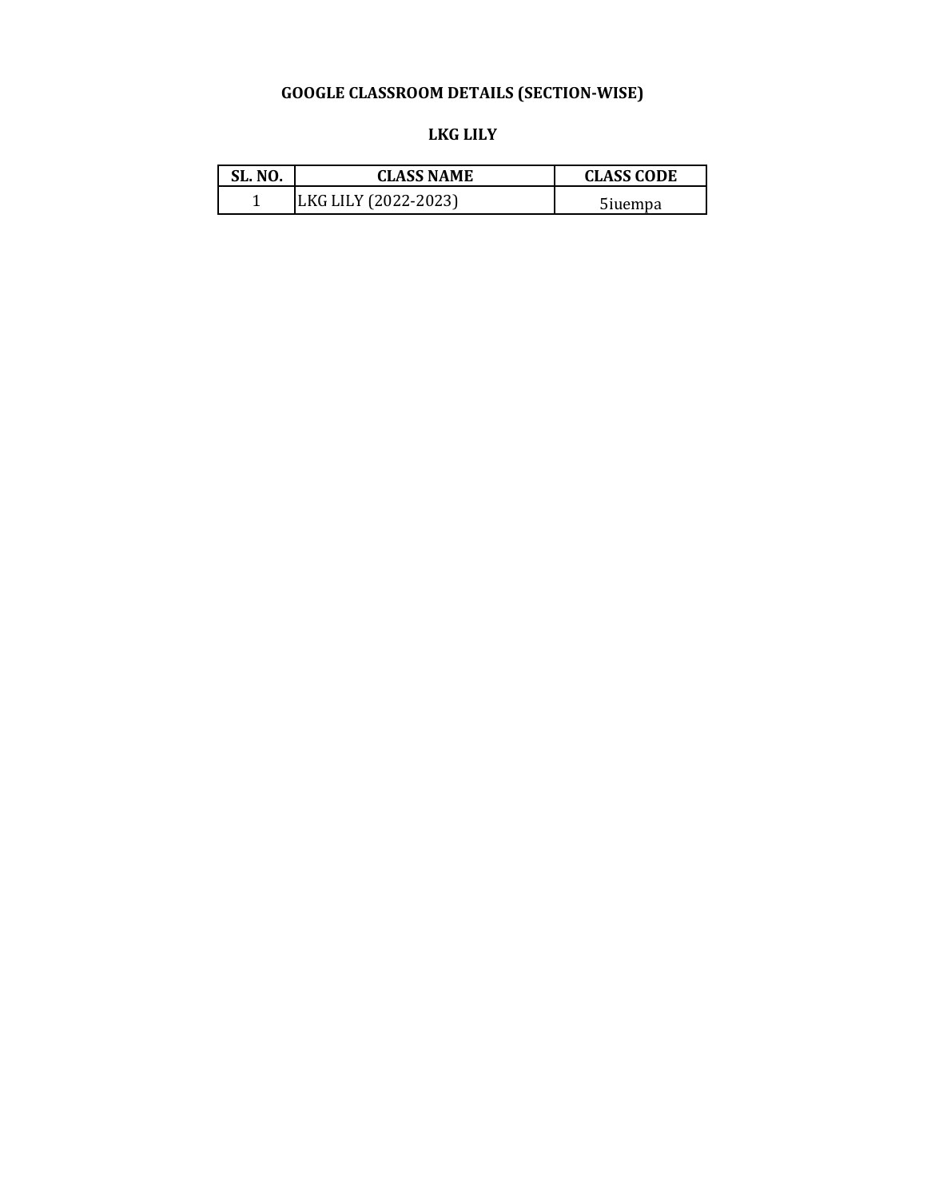# GOOGLE CLASSROOM DETAILS (SECTION-WISE)

## LKG LILY

| SL. NO. | CLASS NAME | CLASS CODE |
|---|---|---|
| 1 | LKG LILY (2022-2023) | 5iuempa |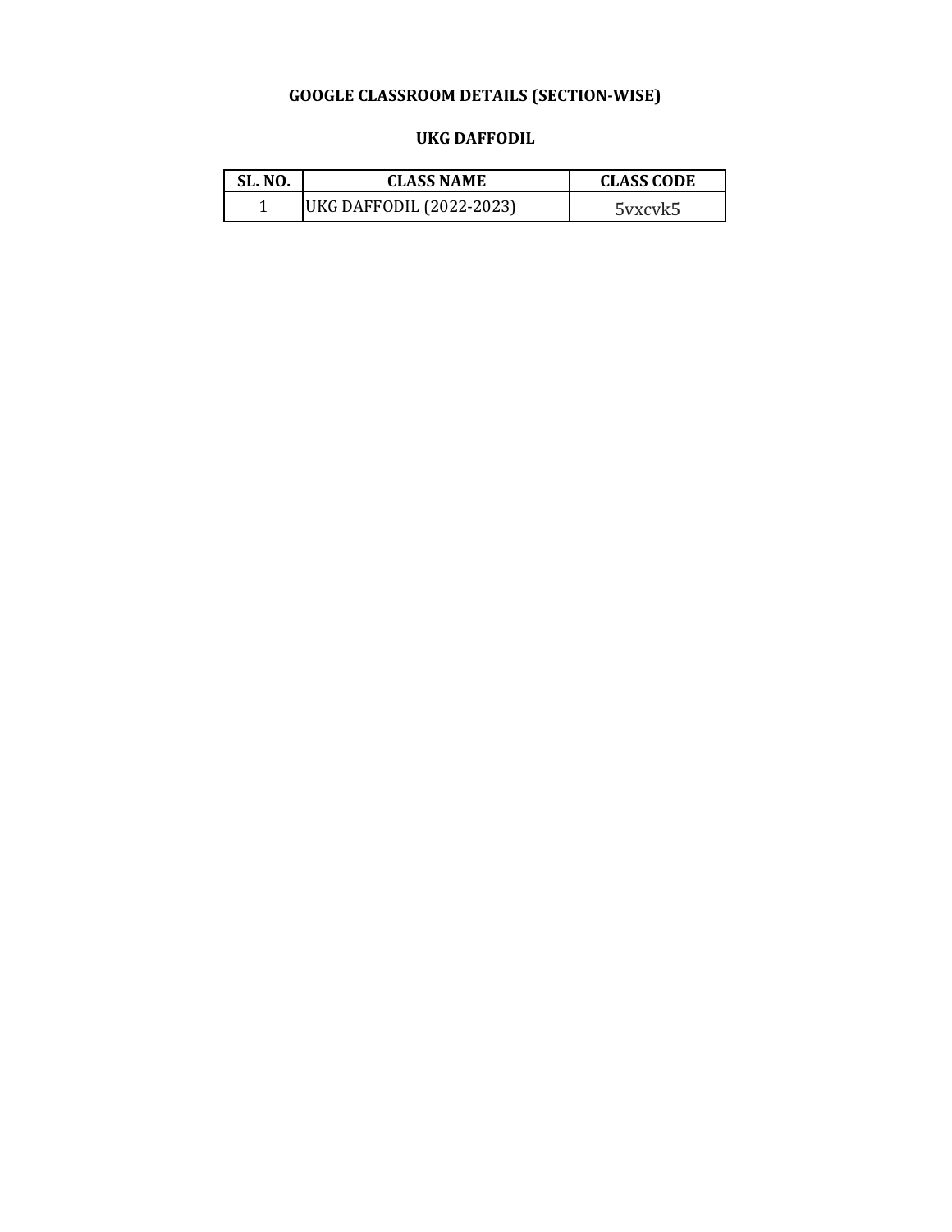# GOOGLE CLASSROOM DETAILS (SECTION-WISE)

## UKG DAFFODIL

| SL. NO. | CLASS NAME | CLASS CODE |
|---|---|---|
| 1 | UKG DAFFODIL (2022-2023) | 5vxcvk5 |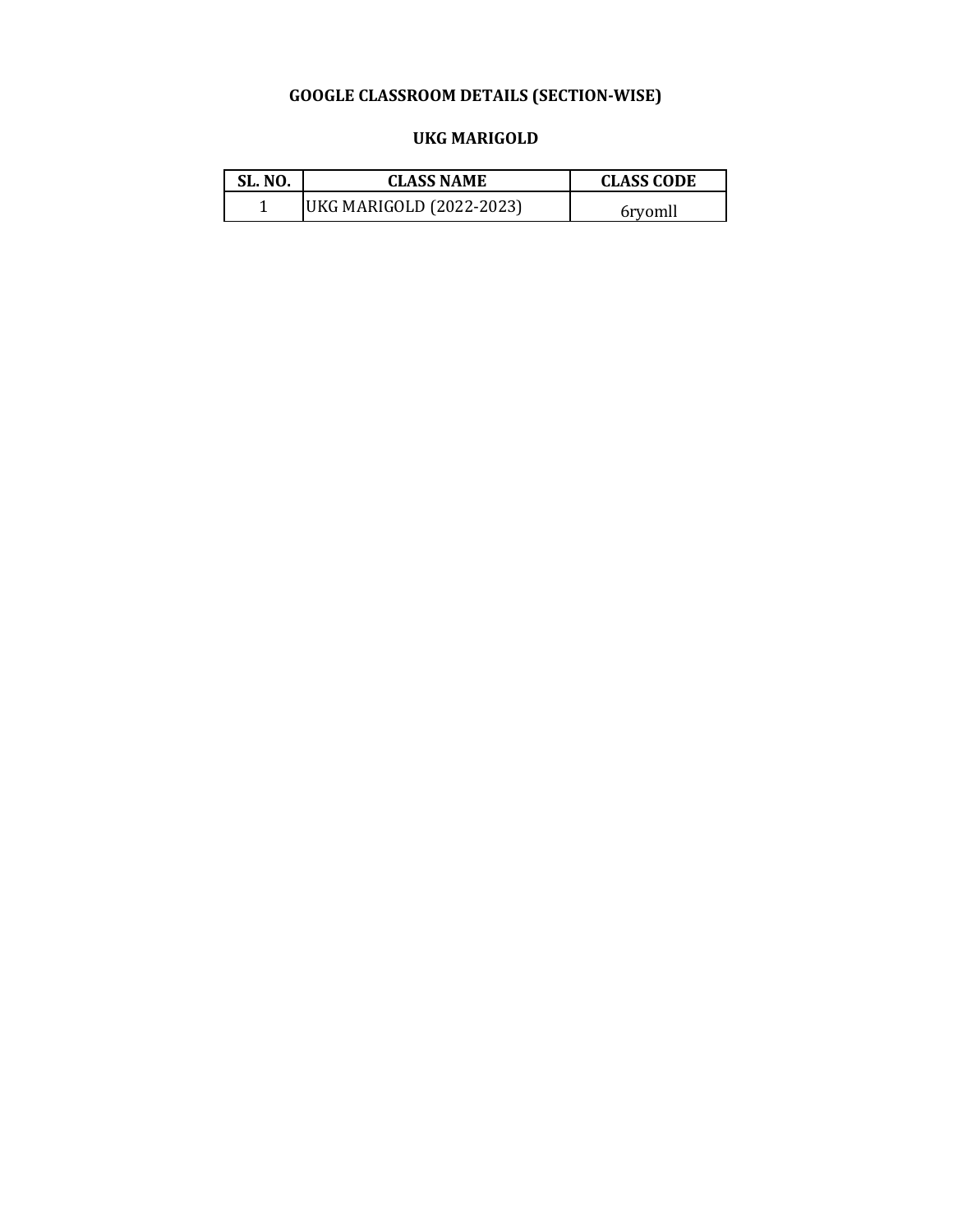# GOOGLE CLASSROOM DETAILS (SECTION-WISE)

## UKG MARIGOLD

| SL. NO. | CLASS NAME | CLASS CODE |
| --- | --- | --- |
| 1 | UKG MARIGOLD (2022-2023) | 6ryomll |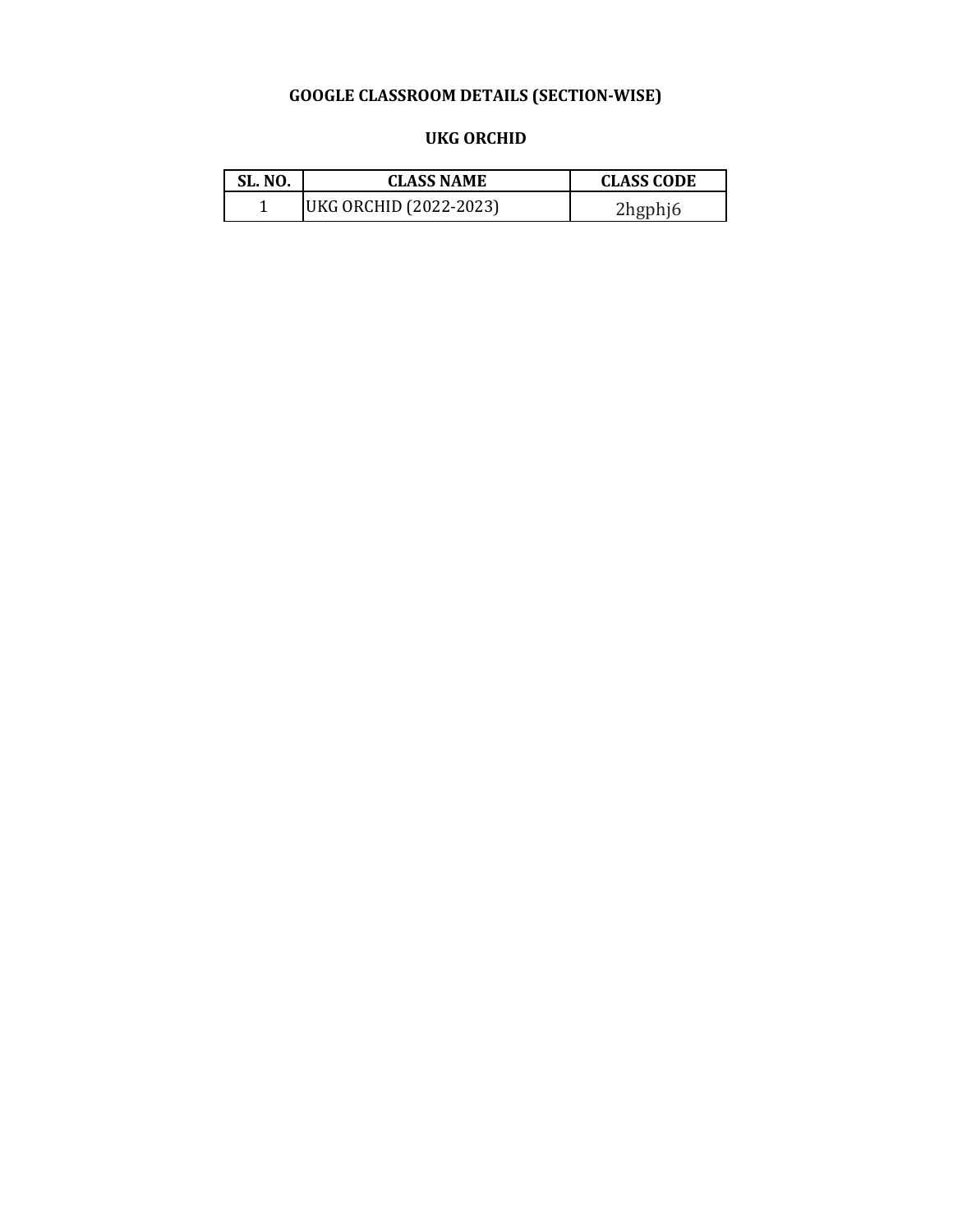## GOOGLE CLASSROOM DETAILS (SECTION-WISE)

### UKG ORCHID

| SL. NO. | CLASS NAME | CLASS CODE |
|---|---|---|
| 1 | UKG ORCHID (2022-2023) | 2hgphj6 |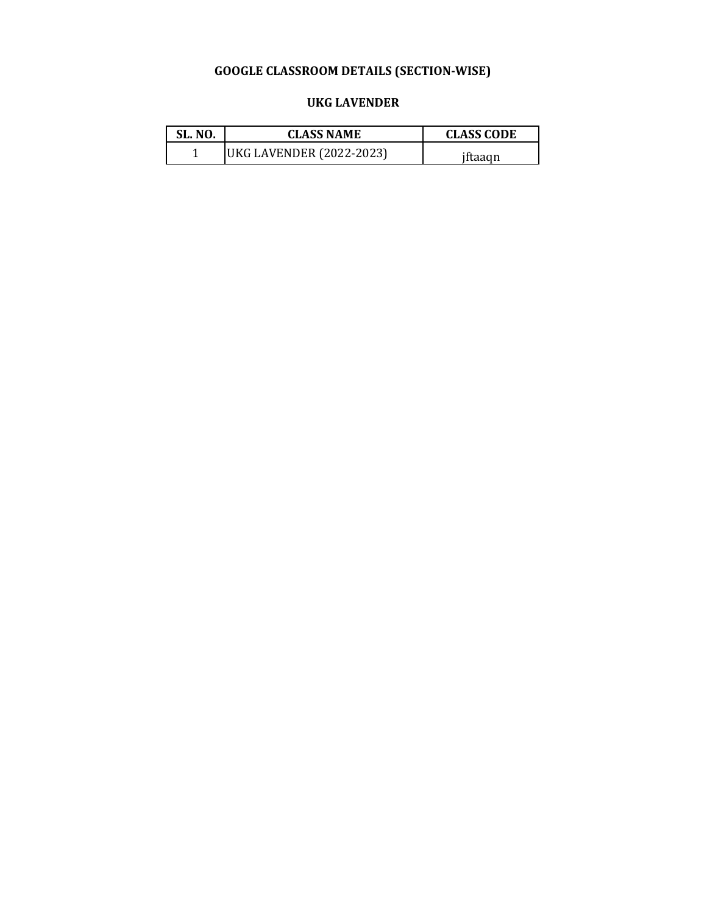## GOOGLE CLASSROOM DETAILS (SECTION-WISE)

### UKG LAVENDER

| SL. NO. | CLASS NAME | CLASS CODE |
|---|---|---|
| 1 | UKG LAVENDER (2022-2023) | jftaaqn |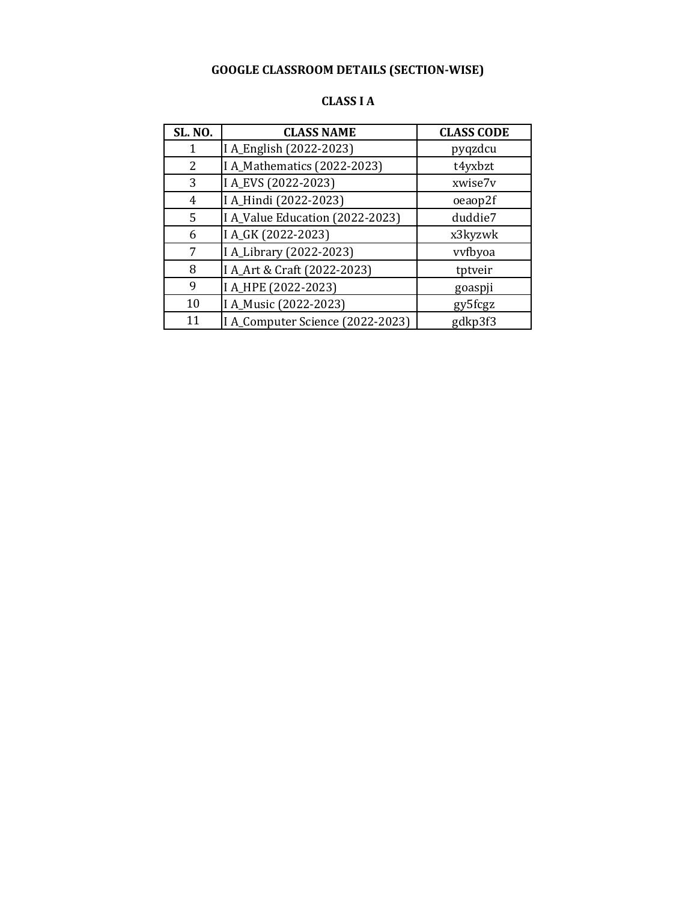# GOOGLE CLASSROOM DETAILS (SECTION-WISE)

## CLASS I A

| SL. NO. | CLASS NAME | CLASS CODE |
|---|---|---|
| 1 | I A_English (2022-2023) | pyqzdcu |
| 2 | I A_Mathematics (2022-2023) | t4yxbzt |
| 3 | I A_EVS (2022-2023) | xwise7v |
| 4 | I A_Hindi (2022-2023) | oeaop2f |
| 5 | I A_Value Education (2022-2023) | duddie7 |
| 6 | I A_GK (2022-2023) | x3kyzwk |
| 7 | I A_Library (2022-2023) | vvfbyoa |
| 8 | I A_Art & Craft (2022-2023) | tptveir |
| 9 | I A_HPE (2022-2023) | goaspji |
| 10 | I A_Music (2022-2023) | gy5fcgz |
| 11 | I A_Computer Science (2022-2023) | gdkp3f3 |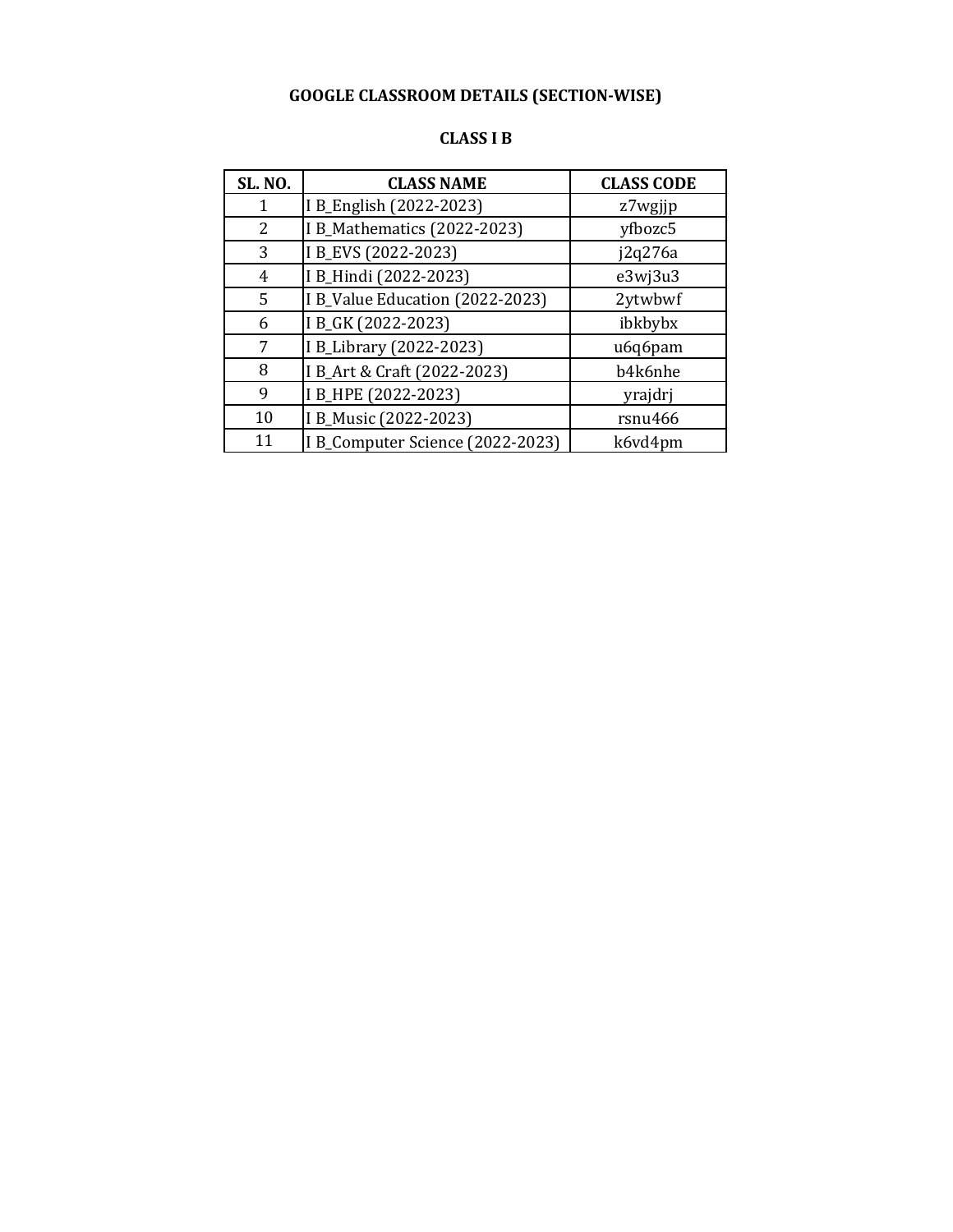# GOOGLE CLASSROOM DETAILS (SECTION-WISE)

## CLASS I B

| SL. NO. | CLASS NAME | CLASS CODE |
| --- | --- | --- |
| 1 | I B_English (2022-2023) | z7wgjjp |
| 2 | I B_Mathematics (2022-2023) | yfbozc5 |
| 3 | I B_EVS (2022-2023) | j2q276a |
| 4 | I B_Hindi (2022-2023) | e3wj3u3 |
| 5 | I B_Value Education (2022-2023) | 2ytwbwf |
| 6 | I B_GK (2022-2023) | ibkbybx |
| 7 | I B_Library (2022-2023) | u6q6pam |
| 8 | I B_Art & Craft (2022-2023) | b4k6nhe |
| 9 | I B_HPE (2022-2023) | yrajdrj |
| 10 | I B_Music (2022-2023) | rsnu466 |
| 11 | I B_Computer Science (2022-2023) | k6vd4pm |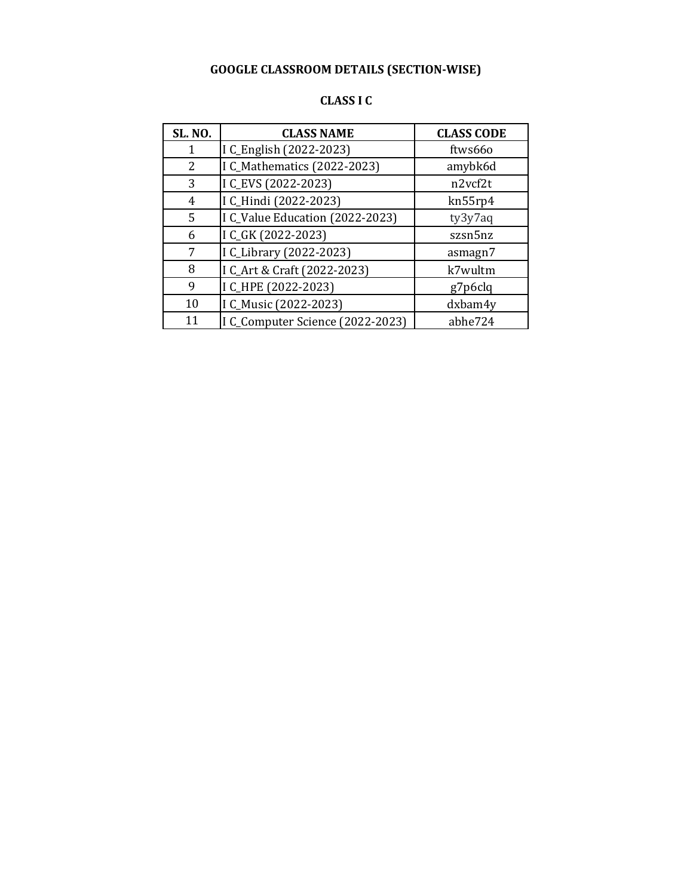# GOOGLE CLASSROOM DETAILS (SECTION-WISE)

## CLASS I C

| SL. NO. | CLASS NAME | CLASS CODE |
|---|---|---|
| 1 | I C_English (2022-2023) | ftws66o |
| 2 | I C_Mathematics (2022-2023) | amybk6d |
| 3 | I C_EVS (2022-2023) | n2vcf2t |
| 4 | I C_Hindi (2022-2023) | kn55rp4 |
| 5 | I C_Value Education (2022-2023) | ty3y7aq |
| 6 | I C_GK (2022-2023) | szsn5nz |
| 7 | I C_Library (2022-2023) | asmagn7 |
| 8 | I C_Art & Craft (2022-2023) | k7wultm |
| 9 | I C_HPE (2022-2023) | g7p6clq |
| 10 | I C_Music (2022-2023) | dxbam4y |
| 11 | I C_Computer Science (2022-2023) | abhe724 |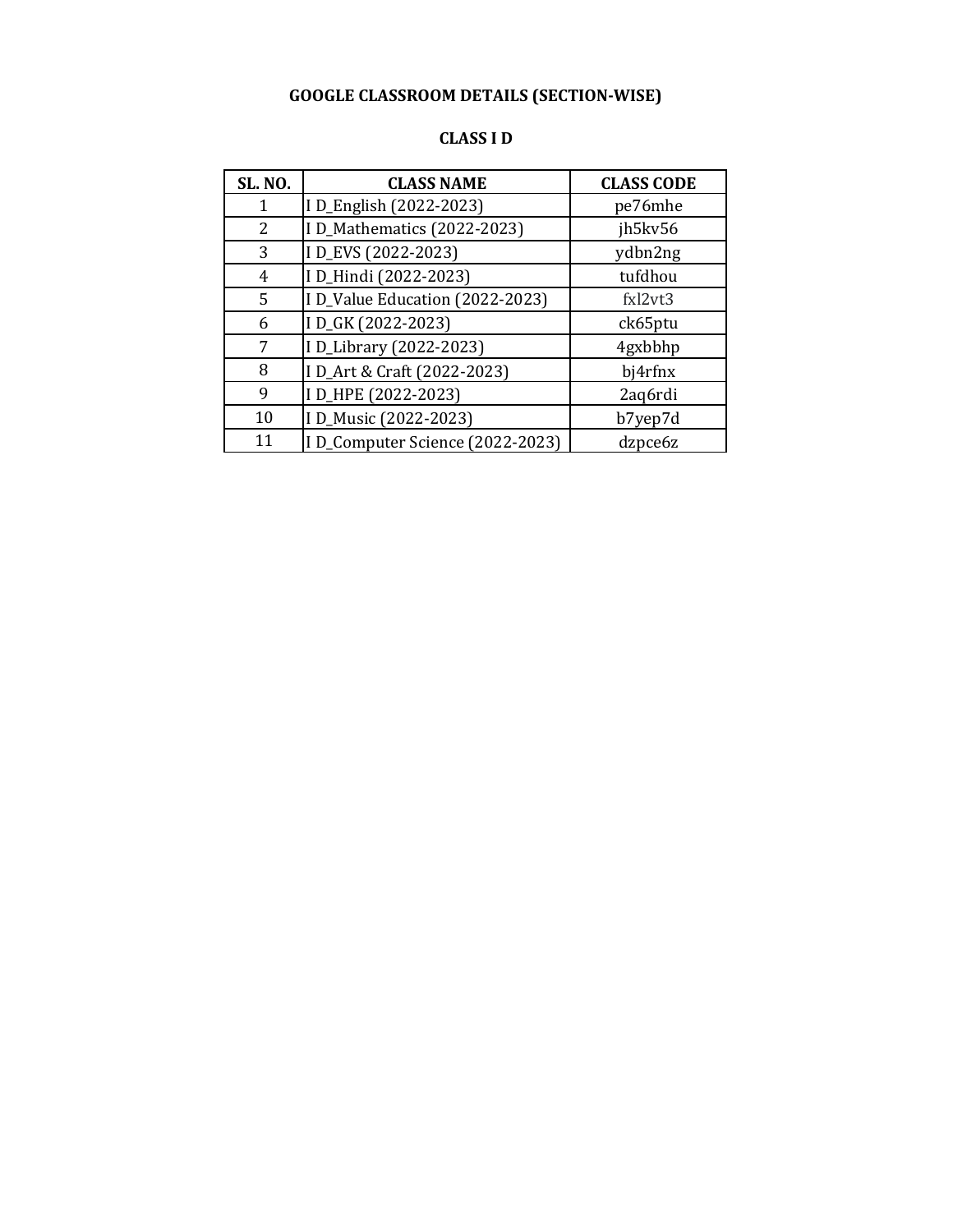## GOOGLE CLASSROOM DETAILS (SECTION-WISE)

### CLASS I D

| SL. NO. | CLASS NAME | CLASS CODE |
|---|---|---|
| 1 | I D_English (2022-2023) | pe76mhe |
| 2 | I D_Mathematics (2022-2023) | jh5kv56 |
| 3 | I D_EVS (2022-2023) | ydbn2ng |
| 4 | I D_Hindi (2022-2023) | tufdhou |
| 5 | I D_Value Education (2022-2023) | fxl2vt3 |
| 6 | I D_GK (2022-2023) | ck65ptu |
| 7 | I D_Library (2022-2023) | 4gxbbhp |
| 8 | I D_Art & Craft (2022-2023) | bj4rfnx |
| 9 | I D_HPE (2022-2023) | 2aq6rdi |
| 10 | I D_Music (2022-2023) | b7yep7d |
| 11 | I D_Computer Science (2022-2023) | dzpce6z |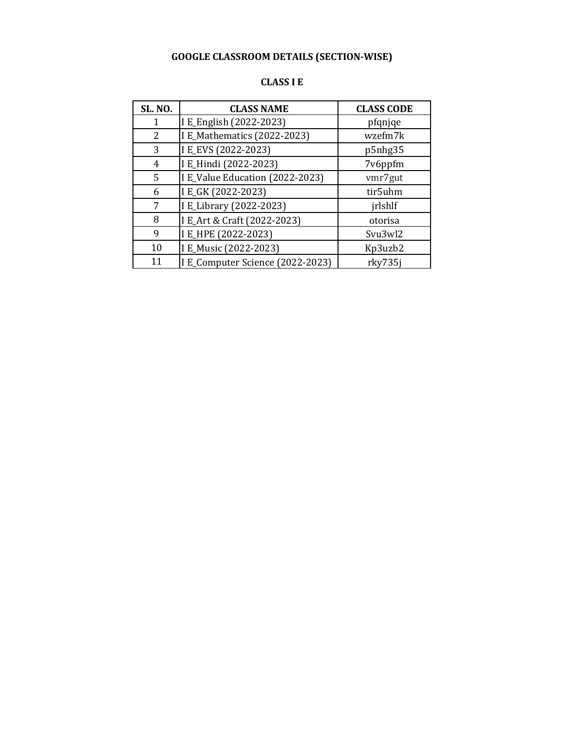## GOOGLE CLASSROOM DETAILS (SECTION-WISE)

### CLASS I E

| SL. NO. | CLASS NAME | CLASS CODE |
|---|---|---|
| 1 | I E_English (2022-2023) | pfqnjqe |
| 2 | I E_Mathematics (2022-2023) | wzefm7k |
| 3 | I E_EVS (2022-2023) | p5nhg35 |
| 4 | I E_Hindi (2022-2023) | 7v6ppfm |
| 5 | I E_Value Education (2022-2023) | vmr7gut |
| 6 | I E_GK (2022-2023) | tir5uhm |
| 7 | I E_Library (2022-2023) | jrlshlf |
| 8 | I E_Art & Craft (2022-2023) | otorisa |
| 9 | I E_HPE (2022-2023) | Svu3wl2 |
| 10 | I E_Music (2022-2023) | Kp3uzb2 |
| 11 | I E_Computer Science (2022-2023) | rky735j |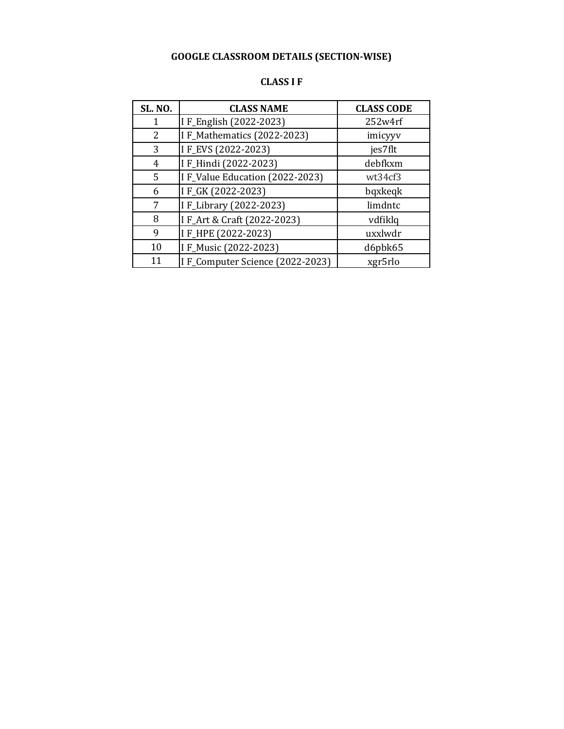# GOOGLE CLASSROOM DETAILS (SECTION-WISE)

## CLASS I F

| SL. NO. | CLASS NAME | CLASS CODE |
|---|---|---|
| 1 | I F_English (2022-2023) | 252w4rf |
| 2 | I F_Mathematics (2022-2023) | imicyyv |
| 3 | I F_EVS (2022-2023) | jes7flt |
| 4 | I F_Hindi (2022-2023) | debfkxm |
| 5 | I F_Value Education (2022-2023) | wt34cf3 |
| 6 | I F_GK (2022-2023) | bqxkeqk |
| 7 | I F_Library (2022-2023) | limdntc |
| 8 | I F_Art & Craft (2022-2023) | vdfiklq |
| 9 | I F_HPE (2022-2023) | uxxlwdr |
| 10 | I F_Music (2022-2023) | d6pbk65 |
| 11 | I F_Computer Science (2022-2023) | xgr5rlo |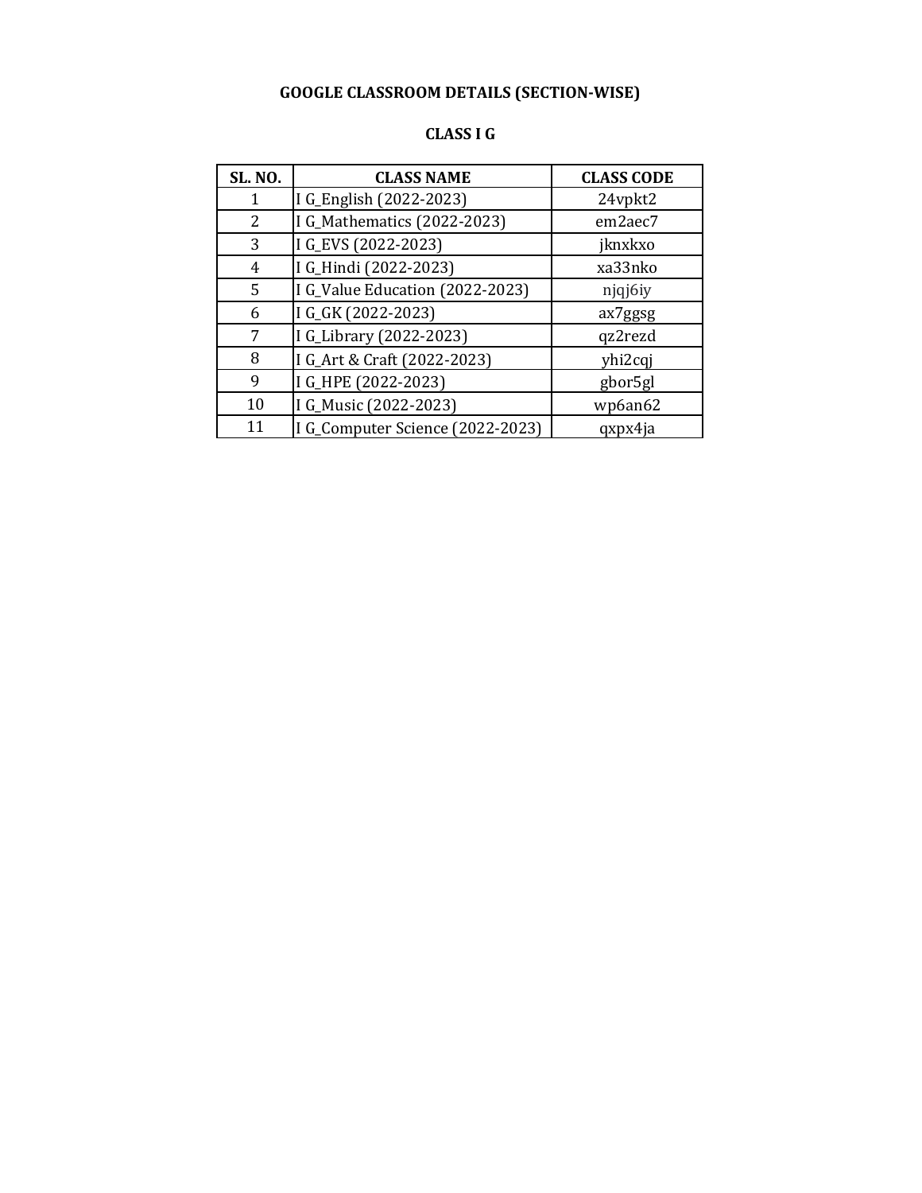# GOOGLE CLASSROOM DETAILS (SECTION-WISE)

## CLASS I G

| SL. NO. | CLASS NAME | CLASS CODE |
|---|---|---|
| 1 | I G_English (2022-2023) | 24vpkt2 |
| 2 | I G_Mathematics (2022-2023) | em2aec7 |
| 3 | I G_EVS (2022-2023) | jknxkxo |
| 4 | I G_Hindi (2022-2023) | xa33nko |
| 5 | I G_Value Education (2022-2023) | njqj6iy |
| 6 | I G_GK (2022-2023) | ax7ggsg |
| 7 | I G_Library (2022-2023) | qz2rezd |
| 8 | I G_Art & Craft (2022-2023) | yhi2cqj |
| 9 | I G_HPE (2022-2023) | gbor5gl |
| 10 | I G_Music (2022-2023) | wp6an62 |
| 11 | I G_Computer Science (2022-2023) | qxpx4ja |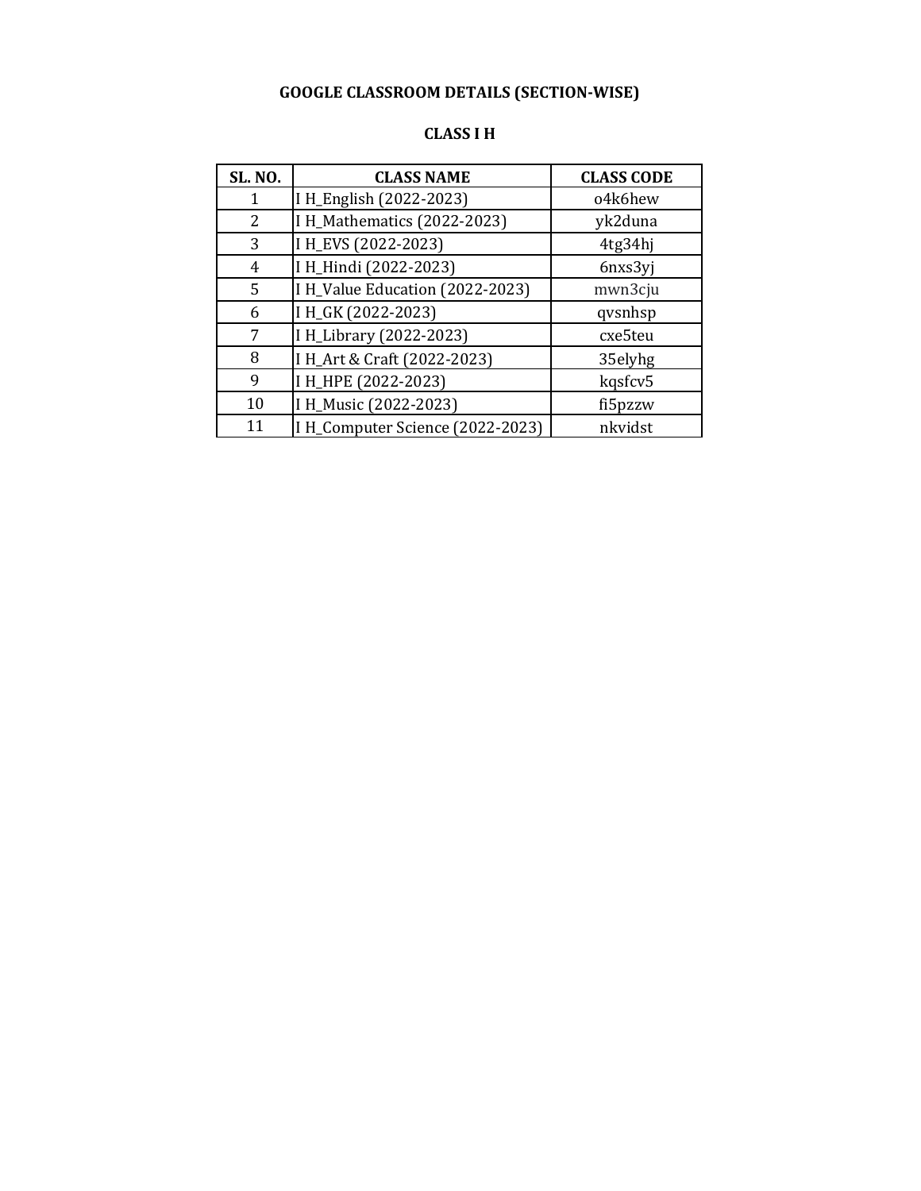# GOOGLE CLASSROOM DETAILS (SECTION-WISE)

## CLASS I H

| SL. NO. | CLASS NAME | CLASS CODE |
|---|---|---|
| 1 | I H_English (2022-2023) | o4k6hew |
| 2 | I H_Mathematics (2022-2023) | yk2duna |
| 3 | I H_EVS (2022-2023) | 4tg34hj |
| 4 | I H_Hindi (2022-2023) | 6nxs3yj |
| 5 | I H_Value Education (2022-2023) | mwn3cju |
| 6 | I H_GK (2022-2023) | qvsnhsp |
| 7 | I H_Library (2022-2023) | cxe5teu |
| 8 | I H_Art & Craft (2022-2023) | 35elyhg |
| 9 | I H_HPE (2022-2023) | kqsfcv5 |
| 10 | I H_Music (2022-2023) | fi5pzzw |
| 11 | I H_Computer Science (2022-2023) | nkvidst |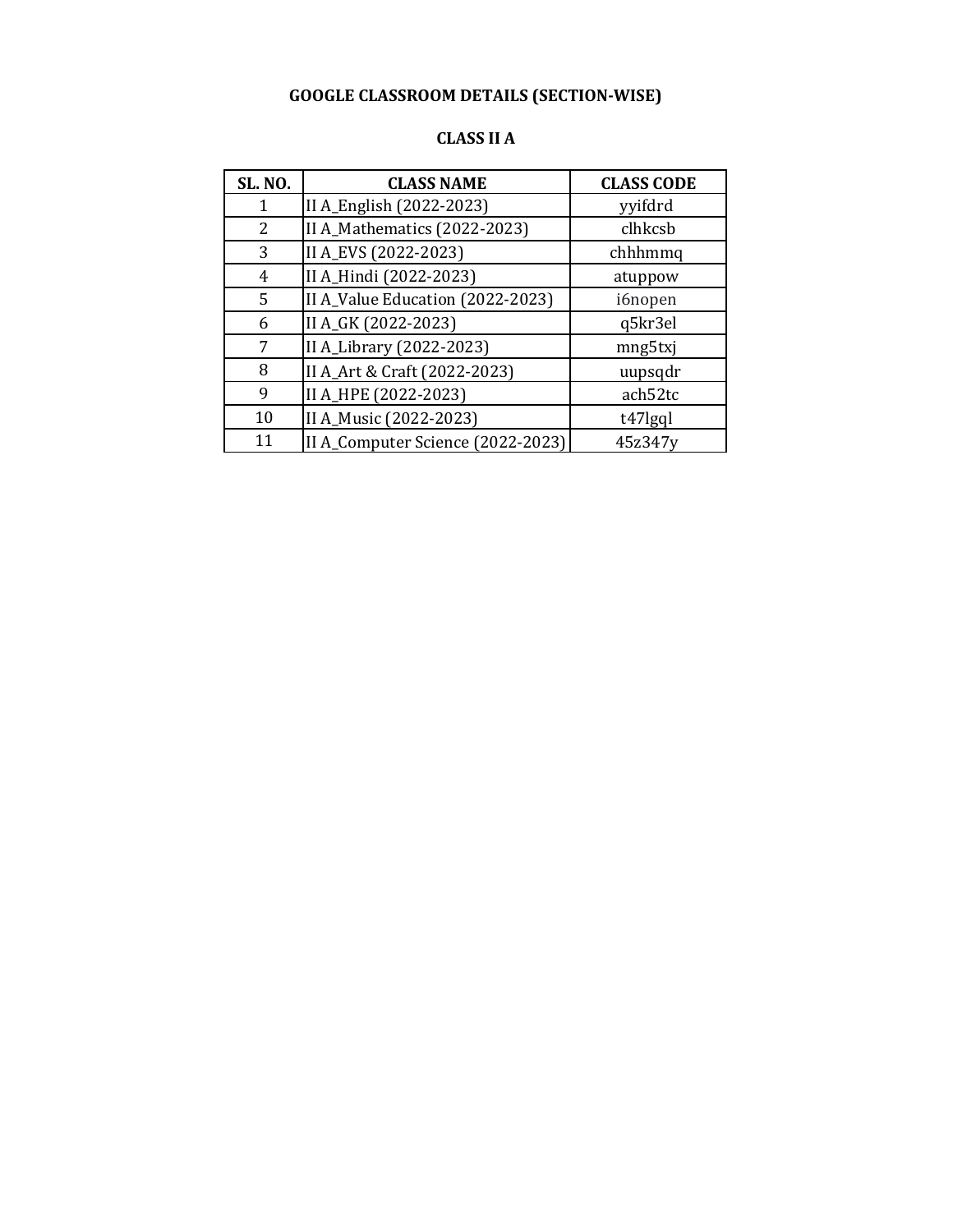# GOOGLE CLASSROOM DETAILS (SECTION-WISE)

## CLASS II A

| SL. NO. | CLASS NAME | CLASS CODE |
|---|---|---|
| 1 | II A_English (2022-2023) | yyifdrd |
| 2 | II A_Mathematics (2022-2023) | clhkcsb |
| 3 | II A_EVS (2022-2023) | chhhmmq |
| 4 | II A_Hindi (2022-2023) | atuppow |
| 5 | II A_Value Education (2022-2023) | i6nopen |
| 6 | II A_GK (2022-2023) | q5kr3el |
| 7 | II A_Library (2022-2023) | mng5txj |
| 8 | II A_Art & Craft (2022-2023) | uupsqdr |
| 9 | II A_HPE (2022-2023) | ach52tc |
| 10 | II A_Music (2022-2023) | t47lgql |
| 11 | II A_Computer Science (2022-2023) | 45z347y |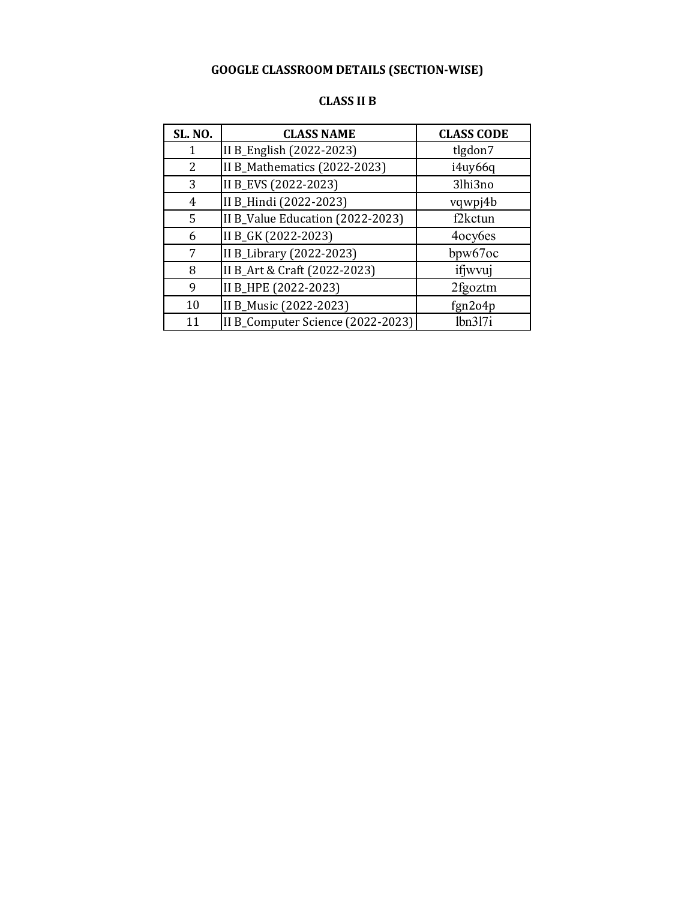**GOOGLE CLASSROOM DETAILS (SECTION-WISE)**

**CLASS II B**

| SL. NO. | CLASS NAME | CLASS CODE |
|---|---|---|
| 1 | II B_English (2022-2023) | tlgdon7 |
| 2 | II B_Mathematics (2022-2023) | i4uy66q |
| 3 | II B_EVS (2022-2023) | 3lhi3no |
| 4 | II B_Hindi (2022-2023) | vqwpj4b |
| 5 | II B_Value Education (2022-2023) | f2kctun |
| 6 | II B_GK (2022-2023) | 4ocy6es |
| 7 | II B_Library (2022-2023) | bpw67oc |
| 8 | II B_Art & Craft (2022-2023) | ifjwvuj |
| 9 | II B_HPE (2022-2023) | 2fgoztm |
| 10 | II B_Music (2022-2023) | fgn2o4p |
| 11 | II B_Computer Science (2022-2023) | lbn3l7i |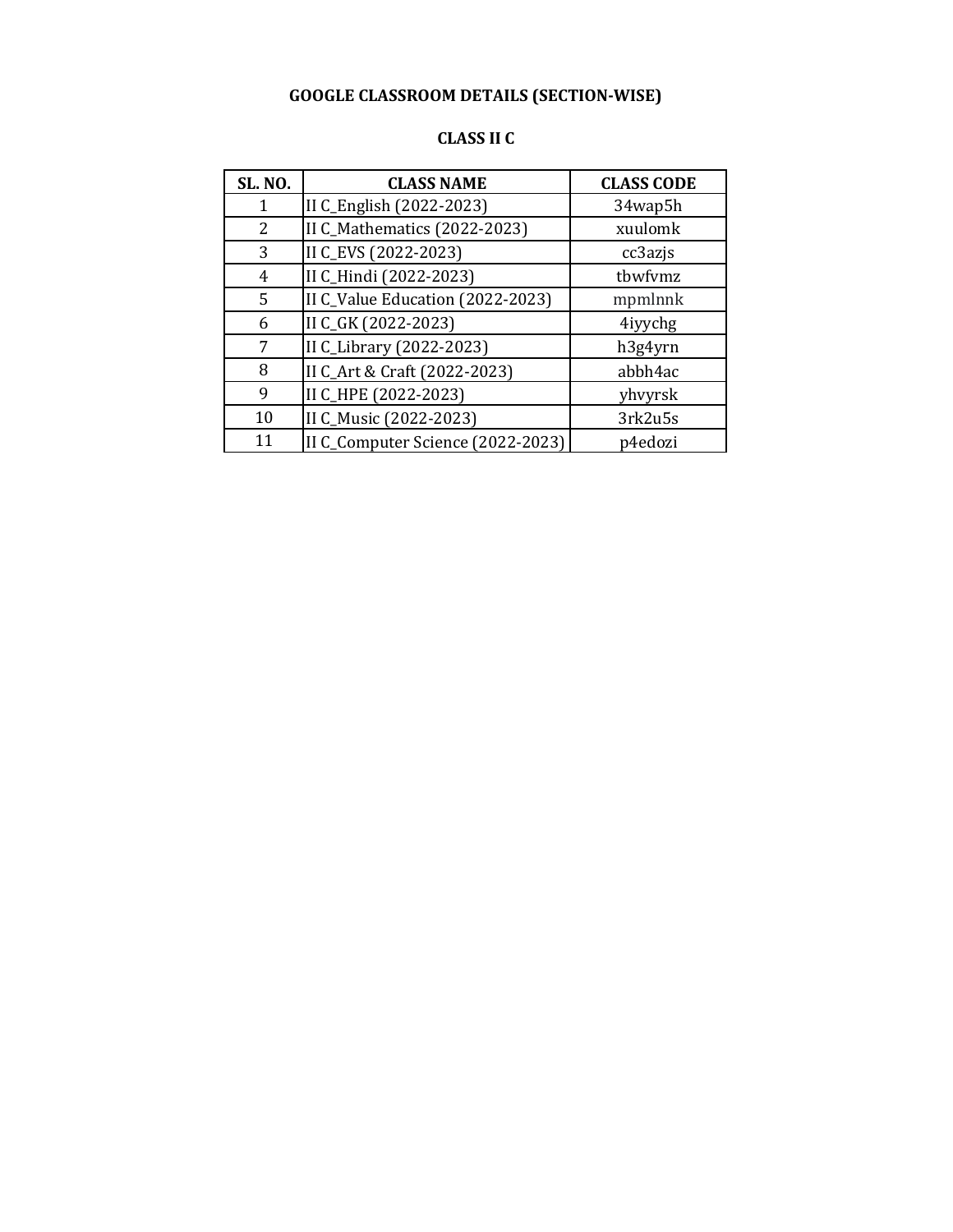# GOOGLE CLASSROOM DETAILS (SECTION-WISE)

## CLASS II C

| SL. NO. | CLASS NAME | CLASS CODE |
|---|---|---|
| 1 | II C_English (2022-2023) | 34wap5h |
| 2 | II C_Mathematics (2022-2023) | xuulomk |
| 3 | II C_EVS (2022-2023) | cc3azjs |
| 4 | II C_Hindi (2022-2023) | tbwfvmz |
| 5 | II C_Value Education (2022-2023) | mpmlnnk |
| 6 | II C_GK (2022-2023) | 4iyychg |
| 7 | II C_Library (2022-2023) | h3g4yrn |
| 8 | II C_Art & Craft (2022-2023) | abbh4ac |
| 9 | II C_HPE (2022-2023) | yhvyrsk |
| 10 | II C_Music (2022-2023) | 3rk2u5s |
| 11 | II C_Computer Science (2022-2023) | p4edozi |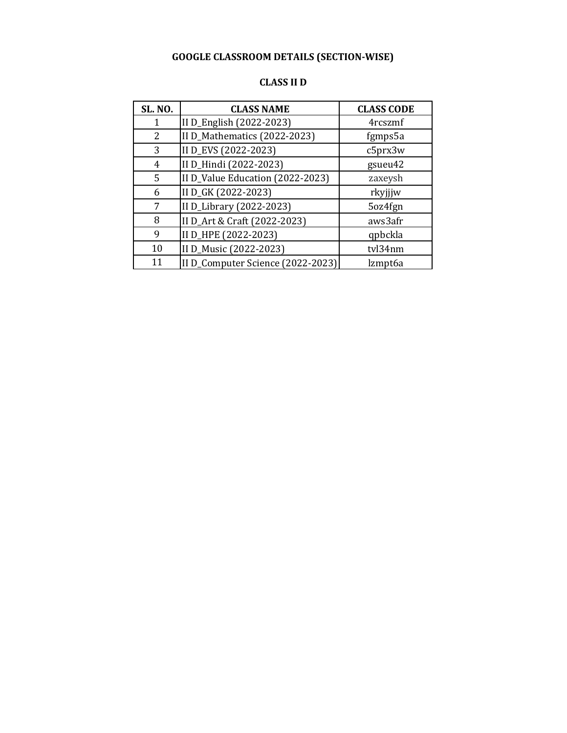**GOOGLE CLASSROOM DETAILS (SECTION-WISE)**

**CLASS II D**

| SL. NO. | CLASS NAME | CLASS CODE |
|---|---|---|
| 1 | II D_English (2022-2023) | 4rcszmf |
| 2 | II D_Mathematics (2022-2023) | fgmps5a |
| 3 | II D_EVS (2022-2023) | c5prx3w |
| 4 | II D_Hindi (2022-2023) | gsueu42 |
| 5 | II D_Value Education (2022-2023) | zaxeysh |
| 6 | II D_GK (2022-2023) | rkyjjjw |
| 7 | II D_Library (2022-2023) | 5oz4fgn |
| 8 | II D_Art & Craft (2022-2023) | aws3afr |
| 9 | II D_HPE (2022-2023) | qpbckla |
| 10 | II D_Music (2022-2023) | tvl34nm |
| 11 | II D_Computer Science (2022-2023) | lzmpt6a |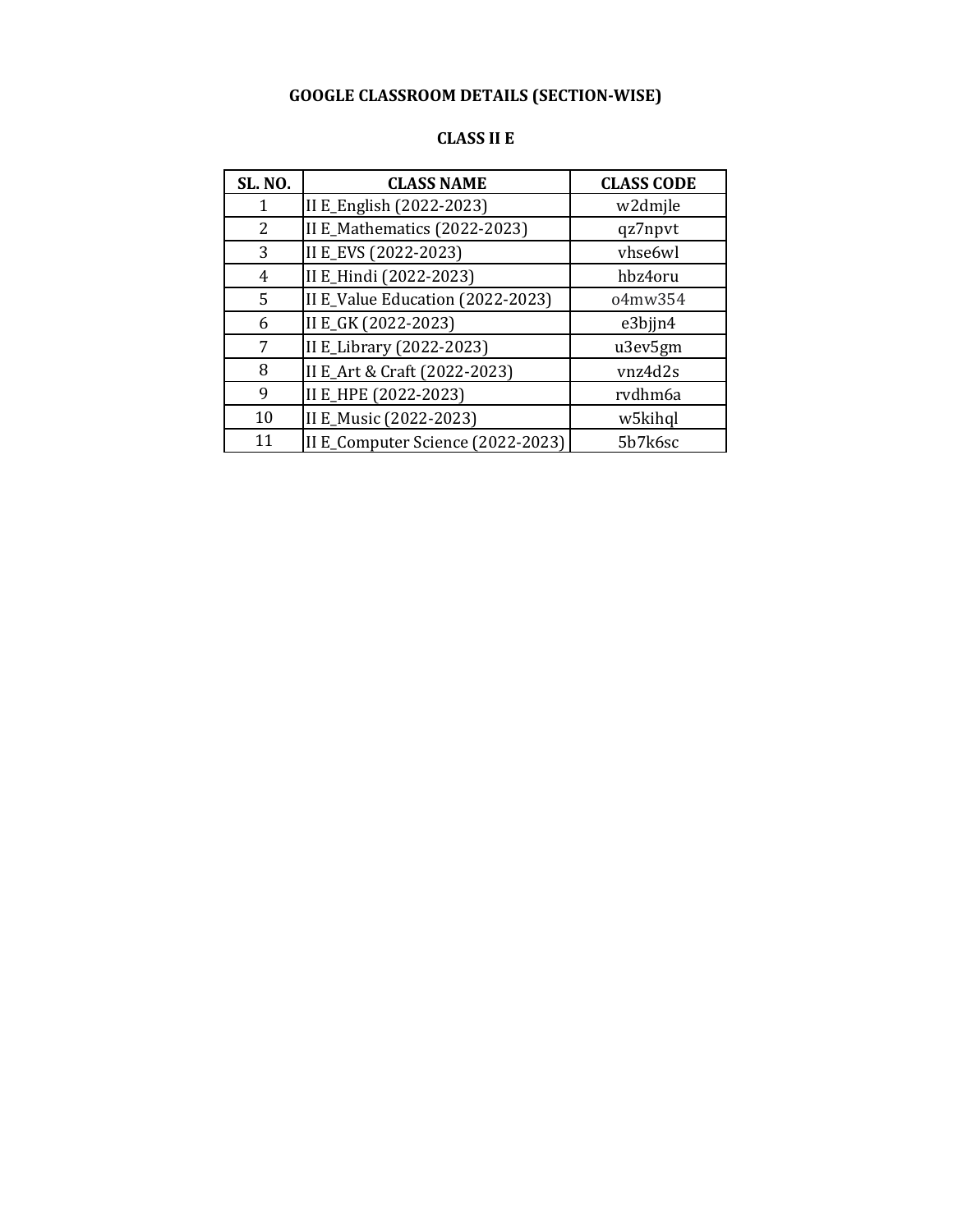# GOOGLE CLASSROOM DETAILS (SECTION-WISE)

## CLASS II E

| SL. NO. | CLASS NAME | CLASS CODE |
|---|---|---|
| 1 | II E_English (2022-2023) | w2dmjle |
| 2 | II E_Mathematics (2022-2023) | qz7npvt |
| 3 | II E_EVS (2022-2023) | vhse6wl |
| 4 | II E_Hindi (2022-2023) | hbz4oru |
| 5 | II E_Value Education (2022-2023) | o4mw354 |
| 6 | II E_GK (2022-2023) | e3bjjn4 |
| 7 | II E_Library (2022-2023) | u3ev5gm |
| 8 | II E_Art & Craft (2022-2023) | vnz4d2s |
| 9 | II E_HPE (2022-2023) | rvdhm6a |
| 10 | II E_Music (2022-2023) | w5kihql |
| 11 | II E_Computer Science (2022-2023) | 5b7k6sc |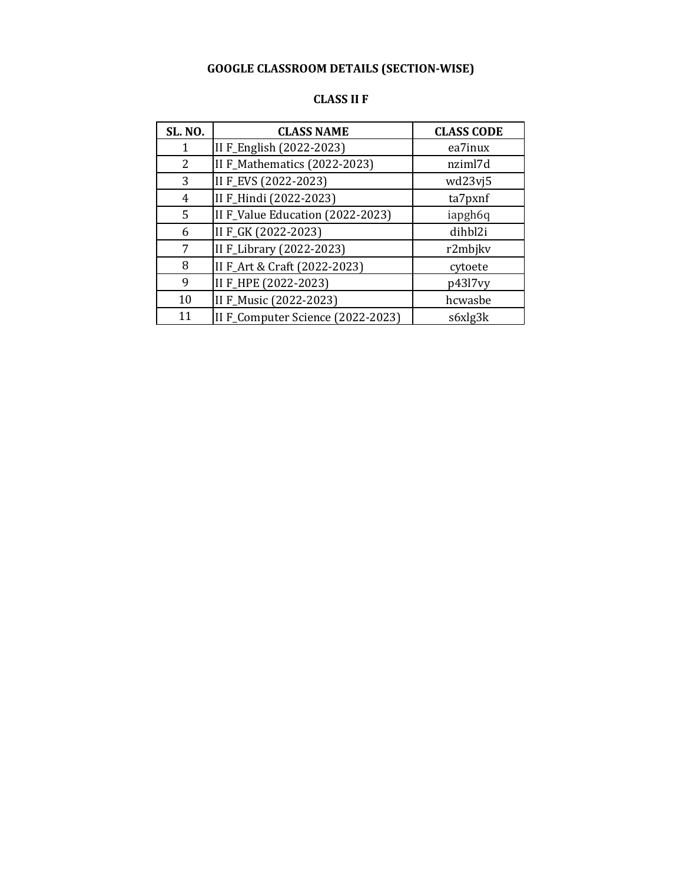## GOOGLE CLASSROOM DETAILS (SECTION-WISE)

### CLASS II F

| SL. NO. | CLASS NAME | CLASS CODE |
|---|---|---|
| 1 | II F_English (2022-2023) | ea7inux |
| 2 | II F_Mathematics (2022-2023) | nziml7d |
| 3 | II F_EVS (2022-2023) | wd23vj5 |
| 4 | II F_Hindi (2022-2023) | ta7pxnf |
| 5 | II F_Value Education (2022-2023) | iapgh6q |
| 6 | II F_GK (2022-2023) | dihbl2i |
| 7 | II F_Library (2022-2023) | r2mbjkv |
| 8 | II F_Art & Craft (2022-2023) | cytoete |
| 9 | II F_HPE (2022-2023) | p43l7vy |
| 10 | II F_Music (2022-2023) | hcwasbe |
| 11 | II F_Computer Science (2022-2023) | s6xlg3k |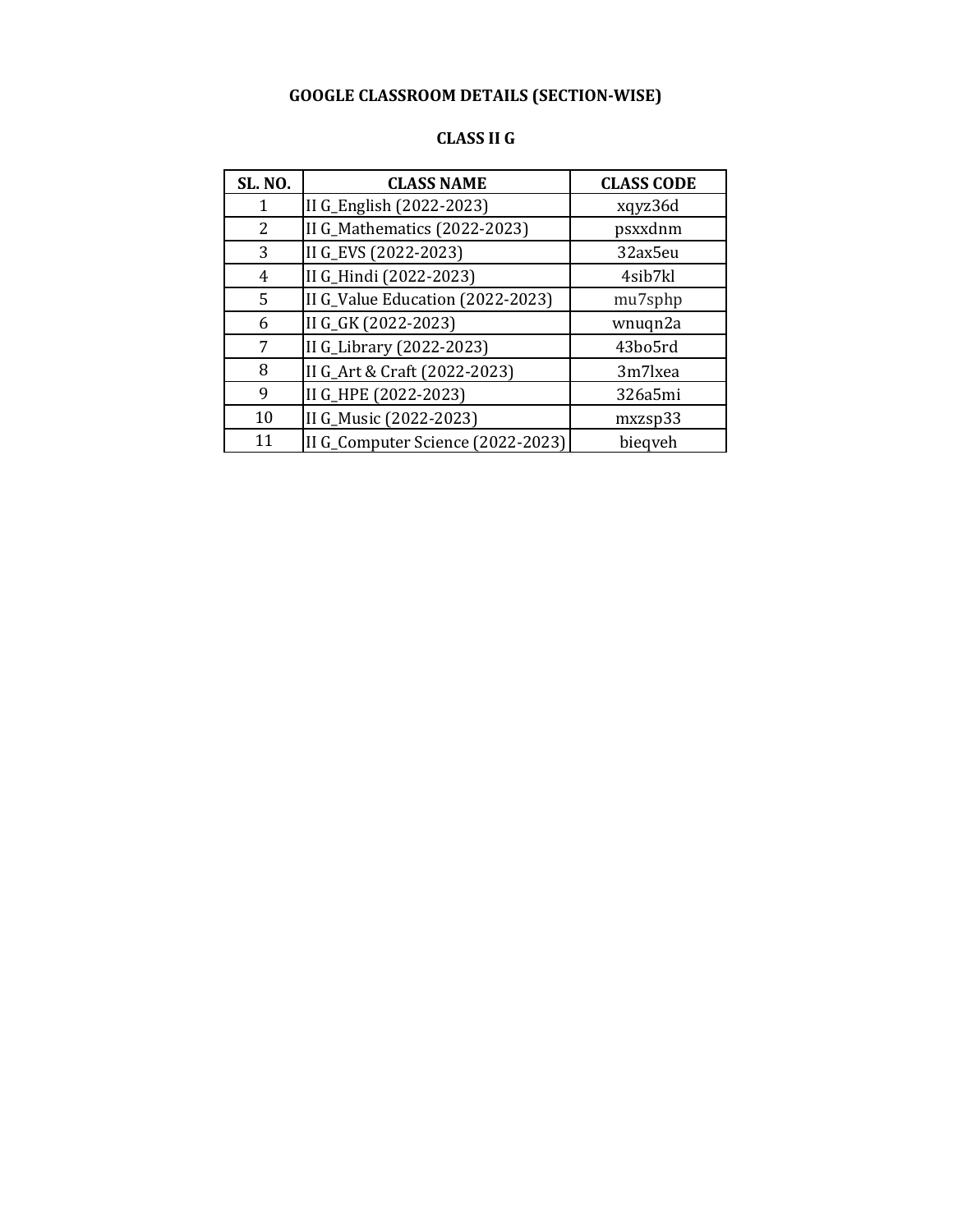**GOOGLE CLASSROOM DETAILS (SECTION-WISE)**

**CLASS II G**

| SL. NO. | CLASS NAME | CLASS CODE |
|---|---|---|
| 1 | II G_English (2022-2023) | xqyz36d |
| 2 | II G_Mathematics (2022-2023) | psxxdnm |
| 3 | II G_EVS (2022-2023) | 32ax5eu |
| 4 | II G_Hindi (2022-2023) | 4sib7kl |
| 5 | II G_Value Education (2022-2023) | mu7sphp |
| 6 | II G_GK (2022-2023) | wnuqn2a |
| 7 | II G_Library (2022-2023) | 43bo5rd |
| 8 | II G_Art & Craft (2022-2023) | 3m7lxea |
| 9 | II G_HPE (2022-2023) | 326a5mi |
| 10 | II G_Music (2022-2023) | mxzsp33 |
| 11 | II G_Computer Science (2022-2023) | bieqveh |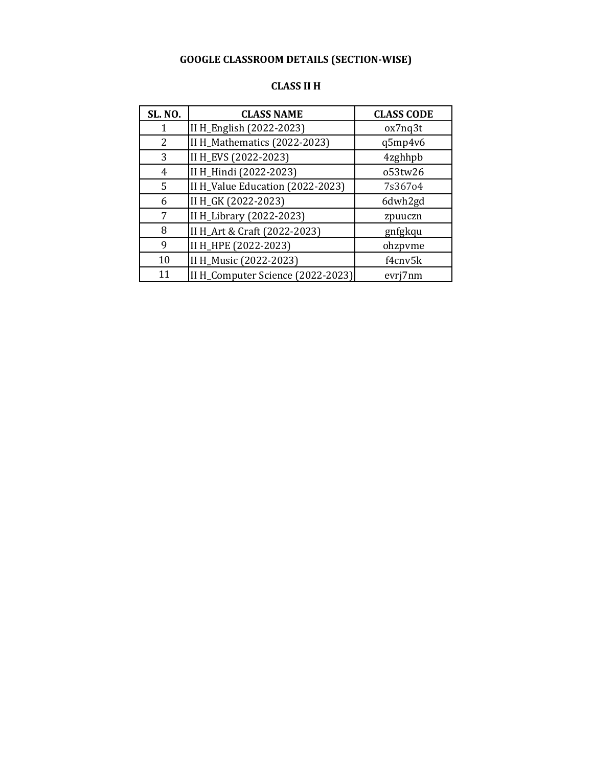**GOOGLE CLASSROOM DETAILS (SECTION-WISE)**

**CLASS II H**

| SL. NO. | CLASS NAME | CLASS CODE |
|---|---|---|
| 1 | II H_English (2022-2023) | ox7nq3t |
| 2 | II H_Mathematics (2022-2023) | q5mp4v6 |
| 3 | II H_EVS (2022-2023) | 4zghhpb |
| 4 | II H_Hindi (2022-2023) | o53tw26 |
| 5 | II H_Value Education (2022-2023) | 7s367o4 |
| 6 | II H_GK (2022-2023) | 6dwh2gd |
| 7 | II H_Library (2022-2023) | zpuuczn |
| 8 | II H_Art & Craft (2022-2023) | gnfgkqu |
| 9 | II H_HPE (2022-2023) | ohzpvme |
| 10 | II H_Music (2022-2023) | f4cnv5k |
| 11 | II H_Computer Science (2022-2023) | evrj7nm |